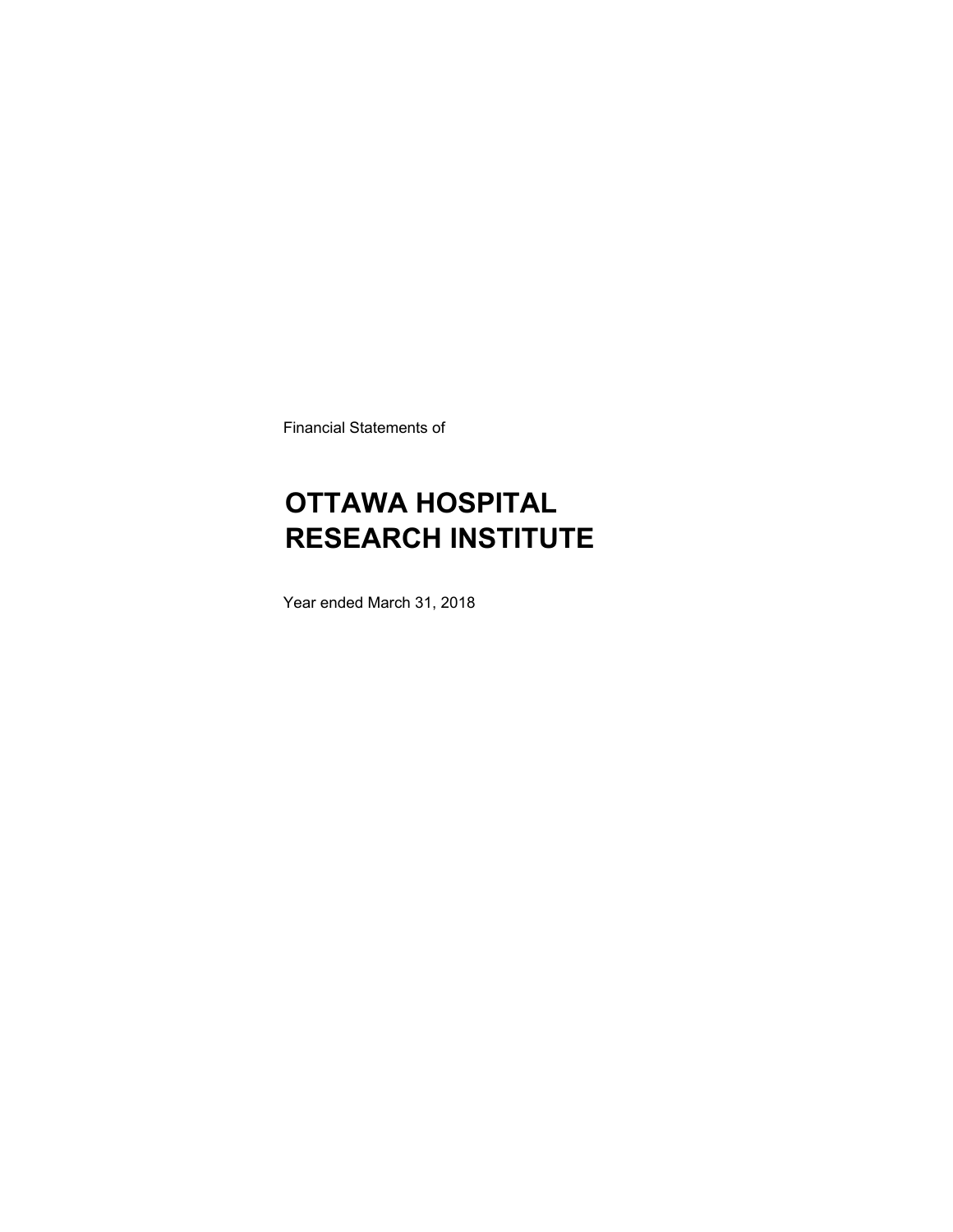Financial Statements of

# OTTAWA HOSPITAL RESEARCH INSTITUTE

Year ended March 31, 2018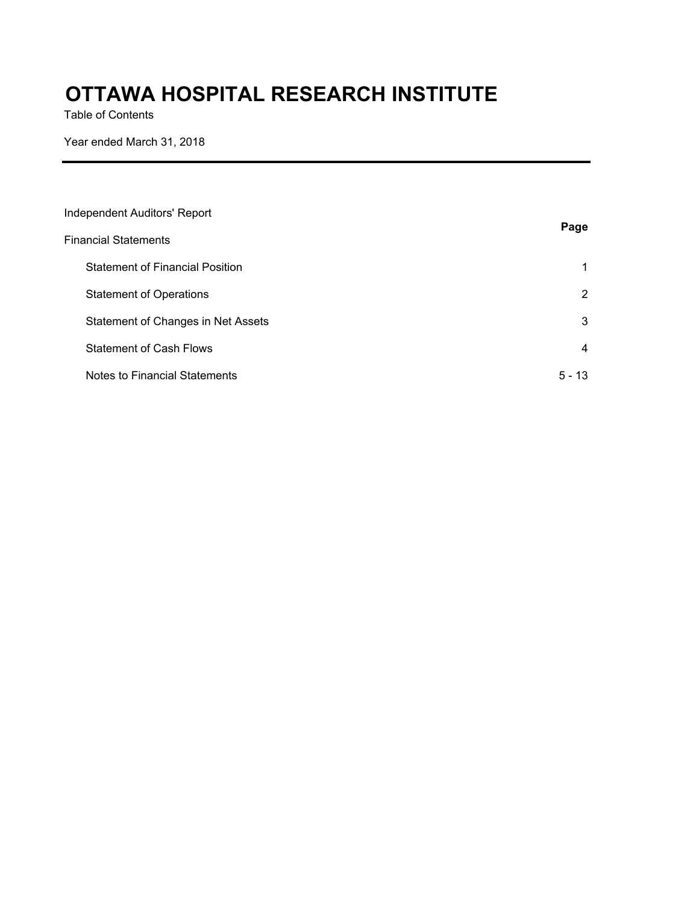# OTTAWA HOSPITAL RESEARCH INSTITUTE

Table of Contents

Year ended March 31, 2018

---

| | Page |
|---|---|
| Independent Auditors' Report | |
| Financial Statements | |
| Statement of Financial Position | 1 |
| Statement of Operations | 2 |
| Statement of Changes in Net Assets | 3 |
| Statement of Cash Flows | 4 |
| Notes to Financial Statements | 5 - 13 |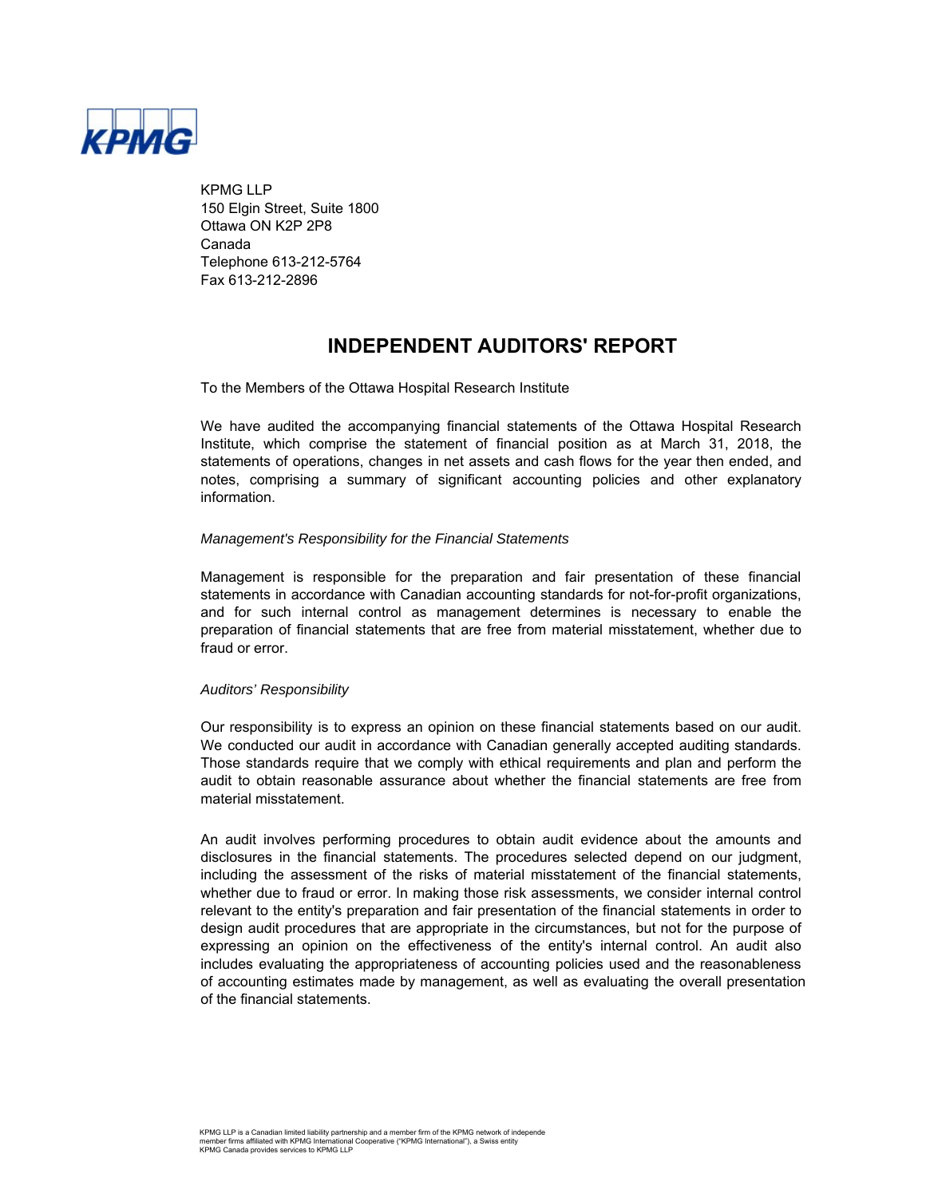KPMG LLP
150 Elgin Street, Suite 1800
Ottawa ON K2P 2P8
Canada
Telephone 613-212-5764
Fax 613-212-2896

# INDEPENDENT AUDITORS' REPORT

To the Members of the Ottawa Hospital Research Institute

We have audited the accompanying financial statements of the Ottawa Hospital Research Institute, which comprise the statement of financial position as at March 31, 2018, the statements of operations, changes in net assets and cash flows for the year then ended, and notes, comprising a summary of significant accounting policies and other explanatory information.

*Management's Responsibility for the Financial Statements*

Management is responsible for the preparation and fair presentation of these financial statements in accordance with Canadian accounting standards for not-for-profit organizations, and for such internal control as management determines is necessary to enable the preparation of financial statements that are free from material misstatement, whether due to fraud or error.

*Auditors' Responsibility*

Our responsibility is to express an opinion on these financial statements based on our audit. We conducted our audit in accordance with Canadian generally accepted auditing standards. Those standards require that we comply with ethical requirements and plan and perform the audit to obtain reasonable assurance about whether the financial statements are free from material misstatement.

An audit involves performing procedures to obtain audit evidence about the amounts and disclosures in the financial statements. The procedures selected depend on our judgment, including the assessment of the risks of material misstatement of the financial statements, whether due to fraud or error. In making those risk assessments, we consider internal control relevant to the entity's preparation and fair presentation of the financial statements in order to design audit procedures that are appropriate in the circumstances, but not for the purpose of expressing an opinion on the effectiveness of the entity's internal control. An audit also includes evaluating the appropriateness of accounting policies used and the reasonableness of accounting estimates made by management, as well as evaluating the overall presentation of the financial statements.

KPMG LLP is a Canadian limited liability partnership and a member firm of the KPMG network of independe
member firms affiliated with KPMG International Cooperative ("KPMG International"), a Swiss entity
KPMG Canada provides services to KPMG LLP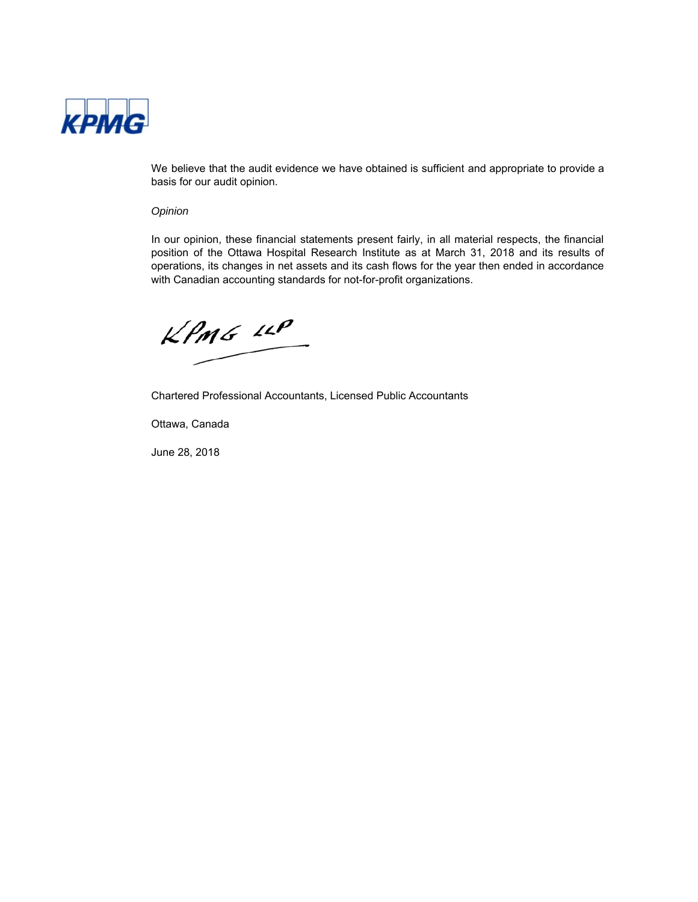We believe that the audit evidence we have obtained is sufficient and appropriate to provide a basis for our audit opinion.

*Opinion*

In our opinion, these financial statements present fairly, in all material respects, the financial position of the Ottawa Hospital Research Institute as at March 31, 2018 and its results of operations, its changes in net assets and its cash flows for the year then ended in accordance with Canadian accounting standards for not-for-profit organizations.

KPMG LLP

Chartered Professional Accountants, Licensed Public Accountants

Ottawa, Canada

June 28, 2018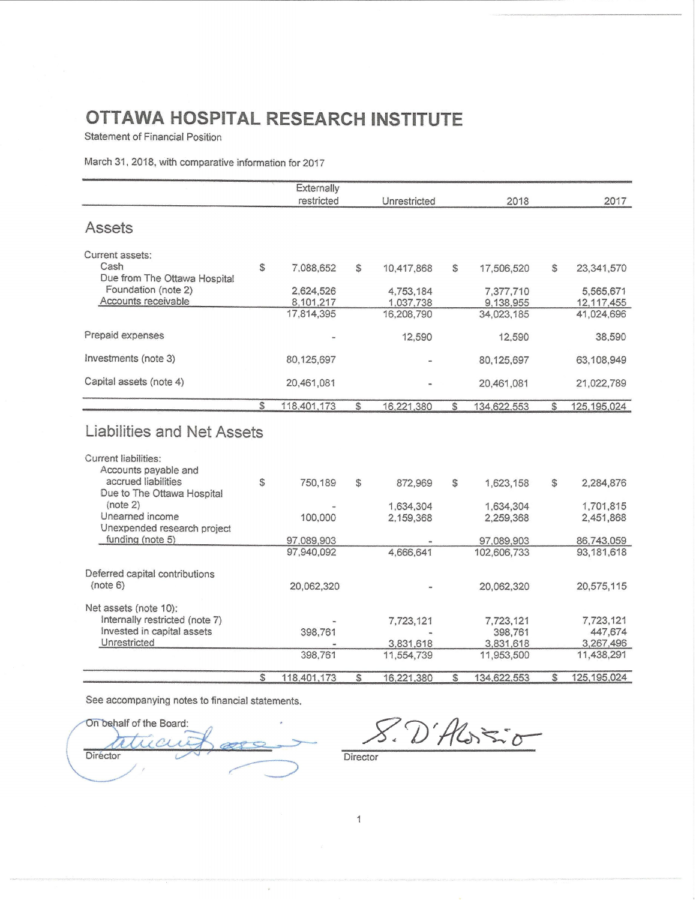# OTTAWA HOSPITAL RESEARCH INSTITUTE

Statement of Financial Position

March 31, 2018, with comparative information for 2017

| | Externally restricted | Unrestricted | 2018 | 2017 |
|---|---|---|---|---|
| **Assets** | | | | |
| Current assets: | | | | |
| Cash | $ 7,088,652 | $ 10,417,868 | $ 17,506,520 | $ 23,341,570 |
| Due from The Ottawa Hospital Foundation (note 2) | 2,624,526 | 4,753,184 | 7,377,710 | 5,565,671 |
| Accounts receivable | 8,101,217 | 1,037,738 | 9,138,955 | 12,117,455 |
| | 17,814,395 | 16,208,790 | 34,023,185 | 41,024,696 |
| Prepaid expenses | - | 12,590 | 12,590 | 38,590 |
| Investments (note 3) | 80,125,697 | - | 80,125,697 | 63,108,949 |
| Capital assets (note 4) | 20,461,081 | - | 20,461,081 | 21,022,789 |
| | $ 118,401,173 | $ 16,221,380 | $ 134,622,553 | $ 125,195,024 |
| **Liabilities and Net Assets** | | | | |
| Current liabilities: | | | | |
| Accounts payable and accrued liabilities | $ 750,189 | $ 872,969 | $ 1,623,158 | $ 2,284,876 |
| Due to The Ottawa Hospital (note 2) | - | 1,634,304 | 1,634,304 | 1,701,815 |
| Unearned income | 100,000 | 2,159,368 | 2,259,368 | 2,451,868 |
| Unexpended research project funding (note 5) | 97,089,903 | - | 97,089,903 | 86,743,059 |
| | 97,940,092 | 4,666,641 | 102,606,733 | 93,181,618 |
| Deferred capital contributions (note 6) | 20,062,320 | - | 20,062,320 | 20,575,115 |
| Net assets (note 10): | | | | |
| Internally restricted (note 7) | - | 7,723,121 | 7,723,121 | 7,723,121 |
| Invested in capital assets | 398,761 | - | 398,761 | 447,674 |
| Unrestricted | - | 3,831,618 | 3,831,618 | 3,267,496 |
| | 398,761 | 11,554,739 | 11,953,500 | 11,438,291 |
| | $ 118,401,173 | $ 16,221,380 | $ 134,622,553 | $ 125,195,024 |

See accompanying notes to financial statements.

On behalf of the Board:

Director

S. D'Alessio

Director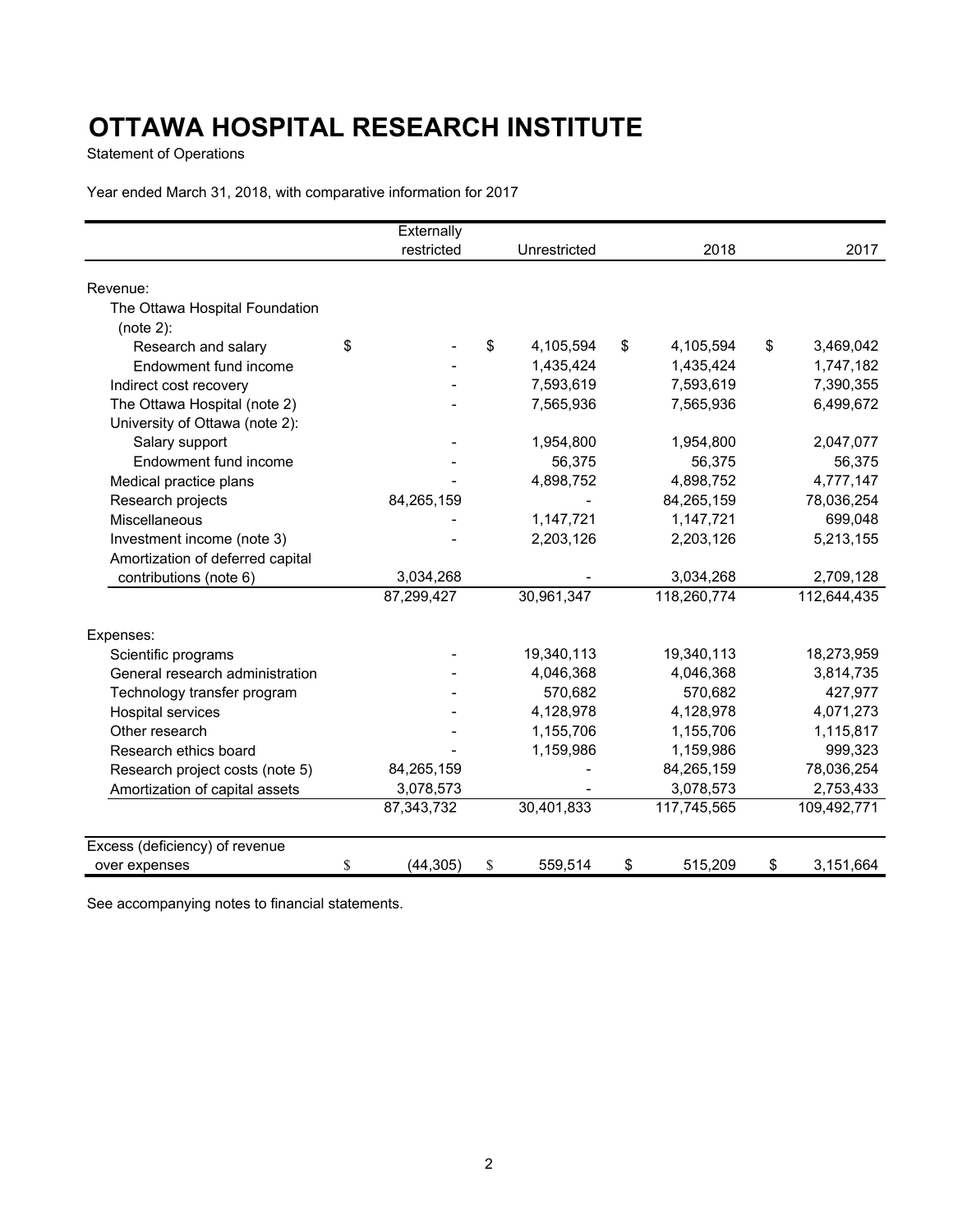# OTTAWA HOSPITAL RESEARCH INSTITUTE

Statement of Operations

Year ended March 31, 2018, with comparative information for 2017

| | Externally restricted | Unrestricted | 2018 | 2017 |
|---|---|---|---|---|
| Revenue: | | | | |
| The Ottawa Hospital Foundation (note 2): | | | | |
| Research and salary | $ - | $ 4,105,594 | $ 4,105,594 | $ 3,469,042 |
| Endowment fund income | - | 1,435,424 | 1,435,424 | 1,747,182 |
| Indirect cost recovery | - | 7,593,619 | 7,593,619 | 7,390,355 |
| The Ottawa Hospital (note 2) | - | 7,565,936 | 7,565,936 | 6,499,672 |
| University of Ottawa (note 2): | | | | |
| Salary support | - | 1,954,800 | 1,954,800 | 2,047,077 |
| Endowment fund income | - | 56,375 | 56,375 | 56,375 |
| Medical practice plans | - | 4,898,752 | 4,898,752 | 4,777,147 |
| Research projects | 84,265,159 | - | 84,265,159 | 78,036,254 |
| Miscellaneous | - | 1,147,721 | 1,147,721 | 699,048 |
| Investment income (note 3) | - | 2,203,126 | 2,203,126 | 5,213,155 |
| Amortization of deferred capital contributions (note 6) | 3,034,268 | - | 3,034,268 | 2,709,128 |
| | 87,299,427 | 30,961,347 | 118,260,774 | 112,644,435 |
| Expenses: | | | | |
| Scientific programs | - | 19,340,113 | 19,340,113 | 18,273,959 |
| General research administration | - | 4,046,368 | 4,046,368 | 3,814,735 |
| Technology transfer program | - | 570,682 | 570,682 | 427,977 |
| Hospital services | - | 4,128,978 | 4,128,978 | 4,071,273 |
| Other research | - | 1,155,706 | 1,155,706 | 1,115,817 |
| Research ethics board | - | 1,159,986 | 1,159,986 | 999,323 |
| Research project costs (note 5) | 84,265,159 | - | 84,265,159 | 78,036,254 |
| Amortization of capital assets | 3,078,573 | - | 3,078,573 | 2,753,433 |
| | 87,343,732 | 30,401,833 | 117,745,565 | 109,492,771 |
| Excess (deficiency) of revenue over expenses | $ (44,305) | $ 559,514 | $ 515,209 | $ 3,151,664 |

See accompanying notes to financial statements.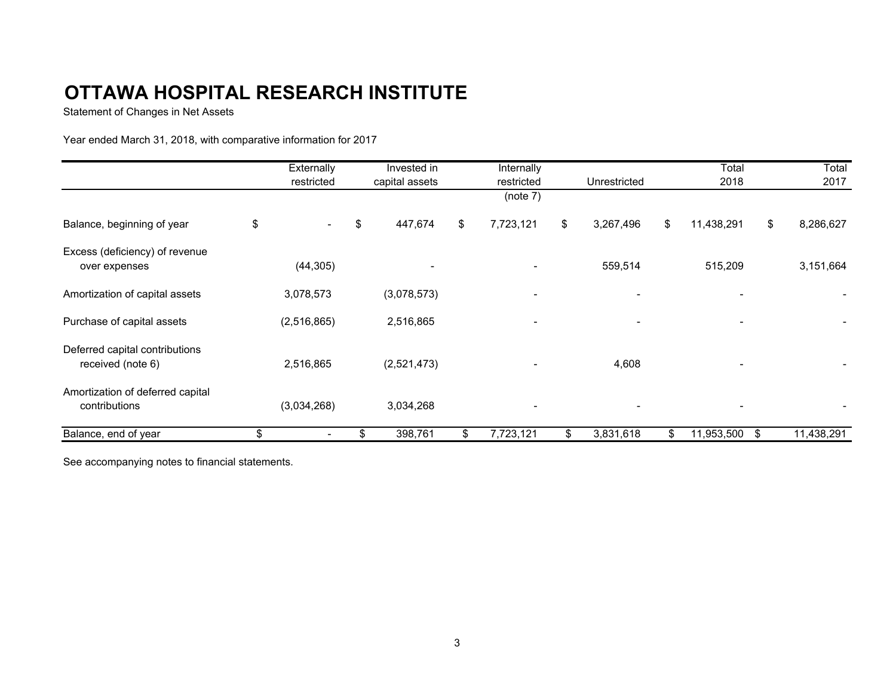# OTTAWA HOSPITAL RESEARCH INSTITUTE

Statement of Changes in Net Assets

Year ended March 31, 2018, with comparative information for 2017

| | Externally restricted | Invested in capital assets | Internally restricted (note 7) | Unrestricted | Total 2018 | Total 2017 |
|---|---|---|---|---|---|---|
| Balance, beginning of year | $ - | $ 447,674 | $ 7,723,121 | $ 3,267,496 | $ 11,438,291 | $ 8,286,627 |
| Excess (deficiency) of revenue over expenses | (44,305) | - | - | 559,514 | 515,209 | 3,151,664 |
| Amortization of capital assets | 3,078,573 | (3,078,573) | - | - | - | - |
| Purchase of capital assets | (2,516,865) | 2,516,865 | - | - | - | - |
| Deferred capital contributions received (note 6) | 2,516,865 | (2,521,473) | - | 4,608 | - | - |
| Amortization of deferred capital contributions | (3,034,268) | 3,034,268 | - | - | - | - |
| Balance, end of year | $ - | $ 398,761 | $ 7,723,121 | $ 3,831,618 | $ 11,953,500 | $ 11,438,291 |

See accompanying notes to financial statements.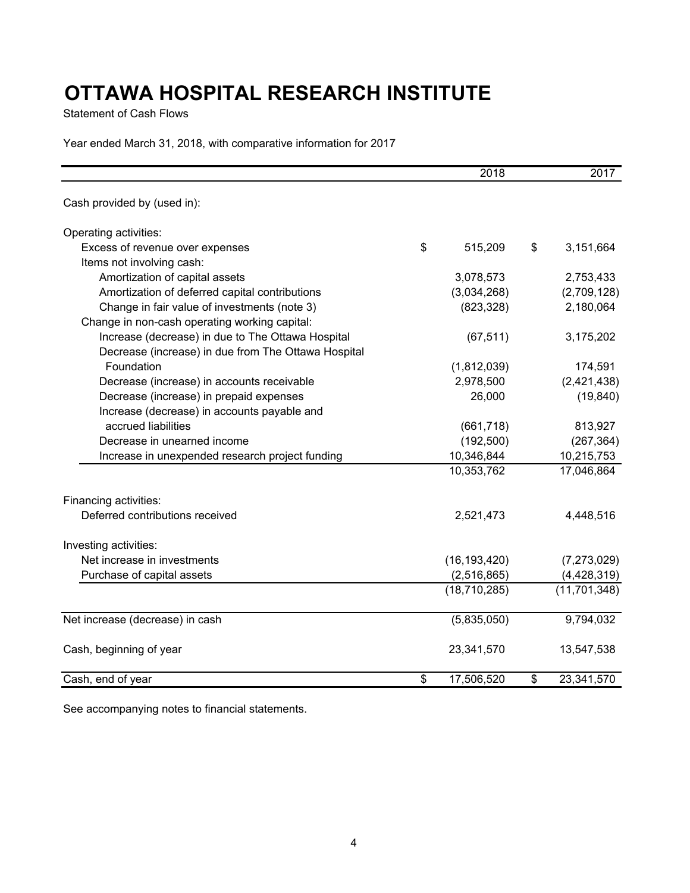# OTTAWA HOSPITAL RESEARCH INSTITUTE

Statement of Cash Flows

Year ended March 31, 2018, with comparative information for 2017

| | 2018 | 2017 |
|---|---|---|
| Cash provided by (used in): | | |
| Operating activities: | | |
| Excess of revenue over expenses | $ 515,209 | $ 3,151,664 |
| Items not involving cash: | | |
| Amortization of capital assets | 3,078,573 | 2,753,433 |
| Amortization of deferred capital contributions | (3,034,268) | (2,709,128) |
| Change in fair value of investments (note 3) | (823,328) | 2,180,064 |
| Change in non-cash operating working capital: | | |
| Increase (decrease) in due to The Ottawa Hospital | (67,511) | 3,175,202 |
| Decrease (increase) in due from The Ottawa Hospital Foundation | (1,812,039) | 174,591 |
| Decrease (increase) in accounts receivable | 2,978,500 | (2,421,438) |
| Decrease (increase) in prepaid expenses | 26,000 | (19,840) |
| Increase (decrease) in accounts payable and accrued liabilities | (661,718) | 813,927 |
| Decrease in unearned income | (192,500) | (267,364) |
| Increase in unexpended research project funding | 10,346,844 | 10,215,753 |
| | 10,353,762 | 17,046,864 |
| Financing activities: | | |
| Deferred contributions received | 2,521,473 | 4,448,516 |
| Investing activities: | | |
| Net increase in investments | (16,193,420) | (7,273,029) |
| Purchase of capital assets | (2,516,865) | (4,428,319) |
| | (18,710,285) | (11,701,348) |
| Net increase (decrease) in cash | (5,835,050) | 9,794,032 |
| Cash, beginning of year | 23,341,570 | 13,547,538 |
| Cash, end of year | $ 17,506,520 | $ 23,341,570 |

See accompanying notes to financial statements.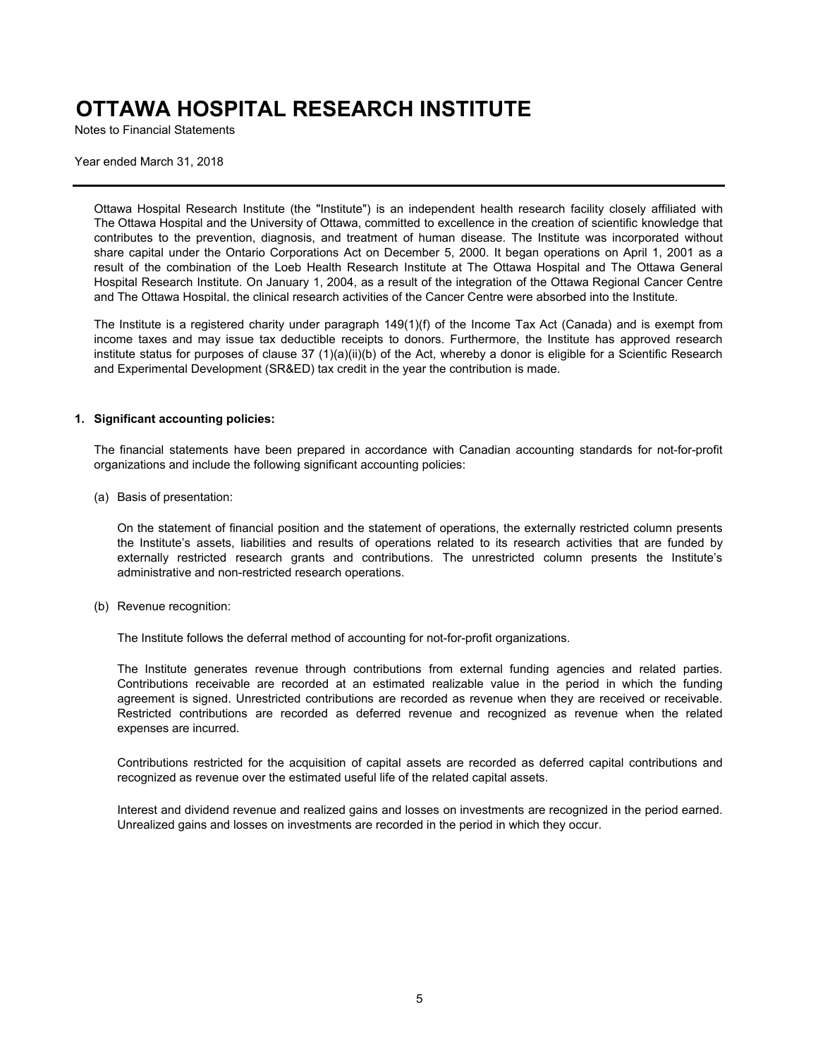# OTTAWA HOSPITAL RESEARCH INSTITUTE

Notes to Financial Statements

Year ended March 31, 2018

---

Ottawa Hospital Research Institute (the "Institute") is an independent health research facility closely affiliated with The Ottawa Hospital and the University of Ottawa, committed to excellence in the creation of scientific knowledge that contributes to the prevention, diagnosis, and treatment of human disease. The Institute was incorporated without share capital under the Ontario Corporations Act on December 5, 2000. It began operations on April 1, 2001 as a result of the combination of the Loeb Health Research Institute at The Ottawa Hospital and The Ottawa General Hospital Research Institute. On January 1, 2004, as a result of the integration of the Ottawa Regional Cancer Centre and The Ottawa Hospital, the clinical research activities of the Cancer Centre were absorbed into the Institute.

The Institute is a registered charity under paragraph 149(1)(f) of the Income Tax Act (Canada) and is exempt from income taxes and may issue tax deductible receipts to donors. Furthermore, the Institute has approved research institute status for purposes of clause 37 (1)(a)(ii)(b) of the Act, whereby a donor is eligible for a Scientific Research and Experimental Development (SR&ED) tax credit in the year the contribution is made.

**1. Significant accounting policies:**

The financial statements have been prepared in accordance with Canadian accounting standards for not-for-profit organizations and include the following significant accounting policies:

(a) Basis of presentation:

On the statement of financial position and the statement of operations, the externally restricted column presents the Institute's assets, liabilities and results of operations related to its research activities that are funded by externally restricted research grants and contributions. The unrestricted column presents the Institute's administrative and non-restricted research operations.

(b) Revenue recognition:

The Institute follows the deferral method of accounting for not-for-profit organizations.

The Institute generates revenue through contributions from external funding agencies and related parties. Contributions receivable are recorded at an estimated realizable value in the period in which the funding agreement is signed. Unrestricted contributions are recorded as revenue when they are received or receivable. Restricted contributions are recorded as deferred revenue and recognized as revenue when the related expenses are incurred.

Contributions restricted for the acquisition of capital assets are recorded as deferred capital contributions and recognized as revenue over the estimated useful life of the related capital assets.

Interest and dividend revenue and realized gains and losses on investments are recognized in the period earned. Unrealized gains and losses on investments are recorded in the period in which they occur.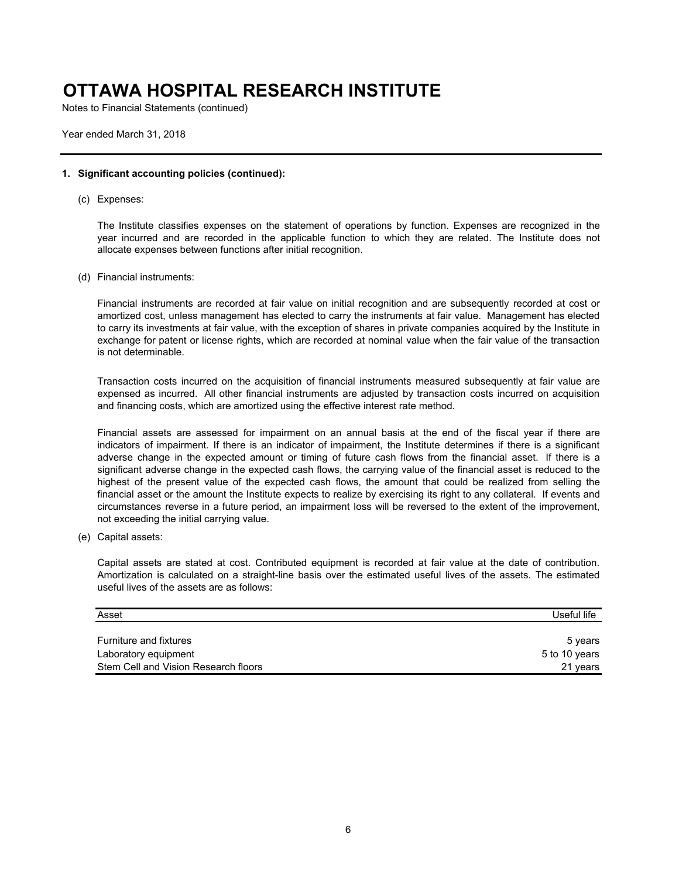# OTTAWA HOSPITAL RESEARCH INSTITUTE

Notes to Financial Statements (continued)

Year ended March 31, 2018

**1. Significant accounting policies (continued):**

(c) Expenses:

The Institute classifies expenses on the statement of operations by function. Expenses are recognized in the year incurred and are recorded in the applicable function to which they are related. The Institute does not allocate expenses between functions after initial recognition.

(d) Financial instruments:

Financial instruments are recorded at fair value on initial recognition and are subsequently recorded at cost or amortized cost, unless management has elected to carry the instruments at fair value. Management has elected to carry its investments at fair value, with the exception of shares in private companies acquired by the Institute in exchange for patent or license rights, which are recorded at nominal value when the fair value of the transaction is not determinable.

Transaction costs incurred on the acquisition of financial instruments measured subsequently at fair value are expensed as incurred. All other financial instruments are adjusted by transaction costs incurred on acquisition and financing costs, which are amortized using the effective interest rate method.

Financial assets are assessed for impairment on an annual basis at the end of the fiscal year if there are indicators of impairment. If there is an indicator of impairment, the Institute determines if there is a significant adverse change in the expected amount or timing of future cash flows from the financial asset. If there is a significant adverse change in the expected cash flows, the carrying value of the financial asset is reduced to the highest of the present value of the expected cash flows, the amount that could be realized from selling the financial asset or the amount the Institute expects to realize by exercising its right to any collateral. If events and circumstances reverse in a future period, an impairment loss will be reversed to the extent of the improvement, not exceeding the initial carrying value.

(e) Capital assets:

Capital assets are stated at cost. Contributed equipment is recorded at fair value at the date of contribution. Amortization is calculated on a straight-line basis over the estimated useful lives of the assets. The estimated useful lives of the assets are as follows:

| Asset | Useful life |
|---|---|
| Furniture and fixtures | 5 years |
| Laboratory equipment | 5 to 10 years |
| Stem Cell and Vision Research floors | 21 years |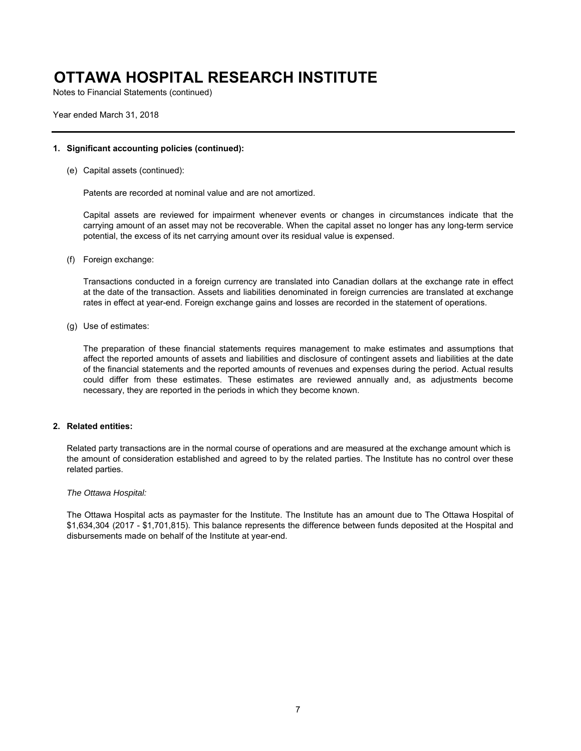# OTTAWA HOSPITAL RESEARCH INSTITUTE

Notes to Financial Statements (continued)

Year ended March 31, 2018

**1. Significant accounting policies (continued):**

(e) Capital assets (continued):

Patents are recorded at nominal value and are not amortized.

Capital assets are reviewed for impairment whenever events or changes in circumstances indicate that the carrying amount of an asset may not be recoverable. When the capital asset no longer has any long-term service potential, the excess of its net carrying amount over its residual value is expensed.

(f) Foreign exchange:

Transactions conducted in a foreign currency are translated into Canadian dollars at the exchange rate in effect at the date of the transaction. Assets and liabilities denominated in foreign currencies are translated at exchange rates in effect at year-end. Foreign exchange gains and losses are recorded in the statement of operations.

(g) Use of estimates:

The preparation of these financial statements requires management to make estimates and assumptions that affect the reported amounts of assets and liabilities and disclosure of contingent assets and liabilities at the date of the financial statements and the reported amounts of revenues and expenses during the period. Actual results could differ from these estimates. These estimates are reviewed annually and, as adjustments become necessary, they are reported in the periods in which they become known.

**2. Related entities:**

Related party transactions are in the normal course of operations and are measured at the exchange amount which is the amount of consideration established and agreed to by the related parties. The Institute has no control over these related parties.

*The Ottawa Hospital:*

The Ottawa Hospital acts as paymaster for the Institute. The Institute has an amount due to The Ottawa Hospital of $1,634,304 (2017 - $1,701,815). This balance represents the difference between funds deposited at the Hospital and disbursements made on behalf of the Institute at year-end.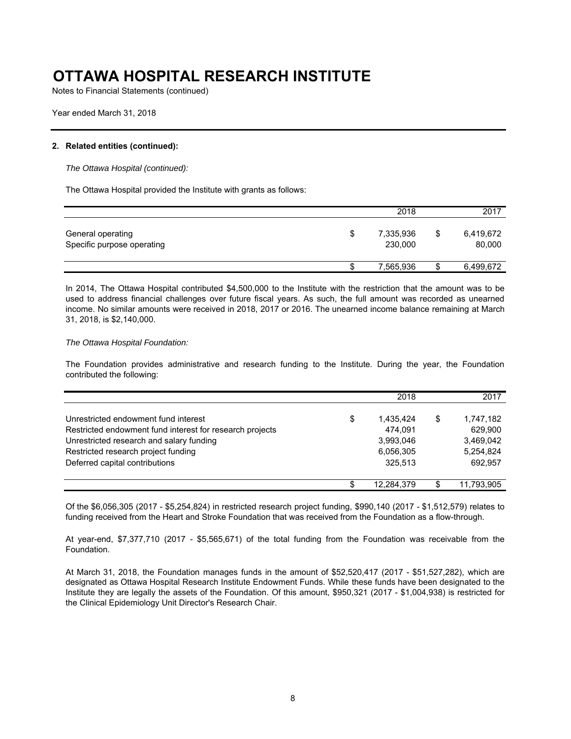# OTTAWA HOSPITAL RESEARCH INSTITUTE

Notes to Financial Statements (continued)

Year ended March 31, 2018

### 2. Related entities (continued):

*The Ottawa Hospital (continued):*

The Ottawa Hospital provided the Institute with grants as follows:

| | 2018 | 2017 |
|---|---|---|
| General operating | $ 7,335,936 | $ 6,419,672 |
| Specific purpose operating | 230,000 | 80,000 |
| | $ 7,565,936 | $ 6,499,672 |

In 2014, The Ottawa Hospital contributed $4,500,000 to the Institute with the restriction that the amount was to be used to address financial challenges over future fiscal years. As such, the full amount was recorded as unearned income. No similar amounts were received in 2018, 2017 or 2016. The unearned income balance remaining at March 31, 2018, is $2,140,000.

*The Ottawa Hospital Foundation:*

The Foundation provides administrative and research funding to the Institute. During the year, the Foundation contributed the following:

| | 2018 | 2017 |
|---|---|---|
| Unrestricted endowment fund interest | $ 1,435,424 | $ 1,747,182 |
| Restricted endowment fund interest for research projects | 474,091 | 629,900 |
| Unrestricted research and salary funding | 3,993,046 | 3,469,042 |
| Restricted research project funding | 6,056,305 | 5,254,824 |
| Deferred capital contributions | 325,513 | 692,957 |
| | $ 12,284,379 | $ 11,793,905 |

Of the $6,056,305 (2017 - $5,254,824) in restricted research project funding, $990,140 (2017 - $1,512,579) relates to funding received from the Heart and Stroke Foundation that was received from the Foundation as a flow-through.

At year-end, $7,377,710 (2017 - $5,565,671) of the total funding from the Foundation was receivable from the Foundation.

At March 31, 2018, the Foundation manages funds in the amount of $52,520,417 (2017 - $51,527,282), which are designated as Ottawa Hospital Research Institute Endowment Funds. While these funds have been designated to the Institute they are legally the assets of the Foundation. Of this amount, $950,321 (2017 - $1,004,938) is restricted for the Clinical Epidemiology Unit Director's Research Chair.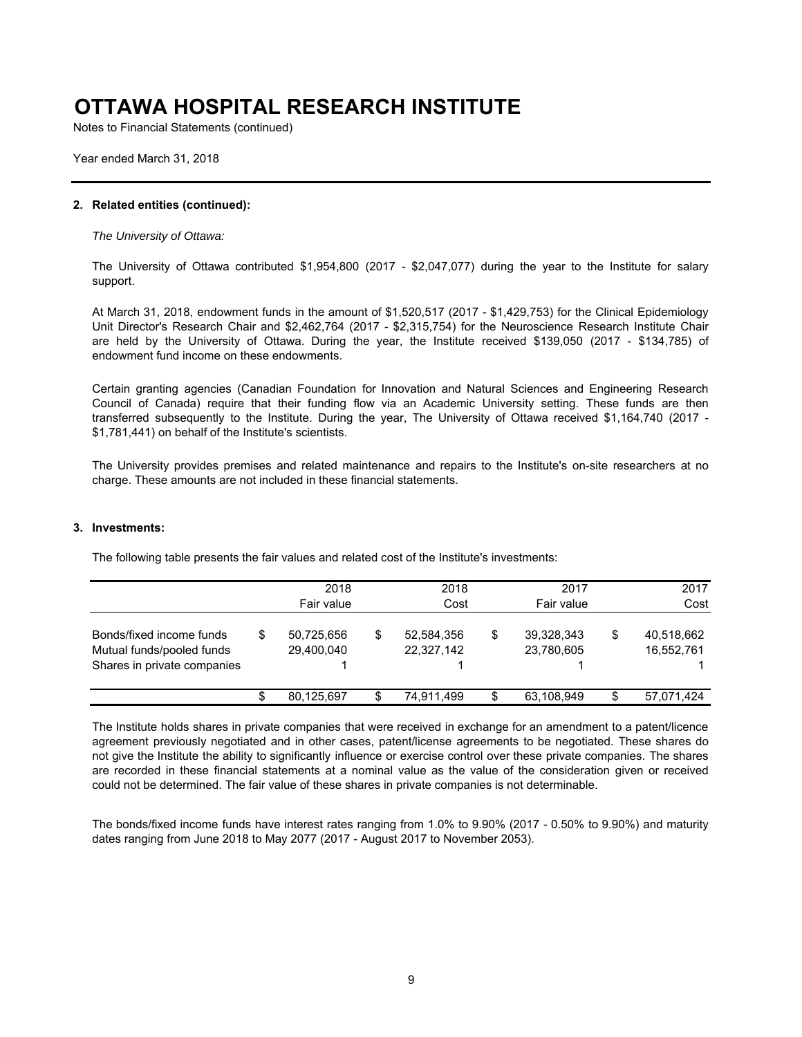# OTTAWA HOSPITAL RESEARCH INSTITUTE

Notes to Financial Statements (continued)

Year ended March 31, 2018

### 2. Related entities (continued):

*The University of Ottawa:*

The University of Ottawa contributed $1,954,800 (2017 - $2,047,077) during the year to the Institute for salary support.

At March 31, 2018, endowment funds in the amount of $1,520,517 (2017 - $1,429,753) for the Clinical Epidemiology Unit Director's Research Chair and $2,462,764 (2017 - $2,315,754) for the Neuroscience Research Institute Chair are held by the University of Ottawa. During the year, the Institute received $139,050 (2017 - $134,785) of endowment fund income on these endowments.

Certain granting agencies (Canadian Foundation for Innovation and Natural Sciences and Engineering Research Council of Canada) require that their funding flow via an Academic University setting. These funds are then transferred subsequently to the Institute. During the year, The University of Ottawa received $1,164,740 (2017 - $1,781,441) on behalf of the Institute's scientists.

The University provides premises and related maintenance and repairs to the Institute's on-site researchers at no charge. These amounts are not included in these financial statements.

### 3. Investments:

The following table presents the fair values and related cost of the Institute's investments:

| | 2018 Fair value | 2018 Cost | 2017 Fair value | 2017 Cost |
|---|---|---|---|---|
| Bonds/fixed income funds | $ 50,725,656 | $ 52,584,356 | $ 39,328,343 | $ 40,518,662 |
| Mutual funds/pooled funds | 29,400,040 | 22,327,142 | 23,780,605 | 16,552,761 |
| Shares in private companies | 1 | 1 | 1 | 1 |
| | $ 80,125,697 | $ 74,911,499 | $ 63,108,949 | $ 57,071,424 |

The Institute holds shares in private companies that were received in exchange for an amendment to a patent/licence agreement previously negotiated and in other cases, patent/license agreements to be negotiated. These shares do not give the Institute the ability to significantly influence or exercise control over these private companies. The shares are recorded in these financial statements at a nominal value as the value of the consideration given or received could not be determined. The fair value of these shares in private companies is not determinable.

The bonds/fixed income funds have interest rates ranging from 1.0% to 9.90% (2017 - 0.50% to 9.90%) and maturity dates ranging from June 2018 to May 2077 (2017 - August 2017 to November 2053).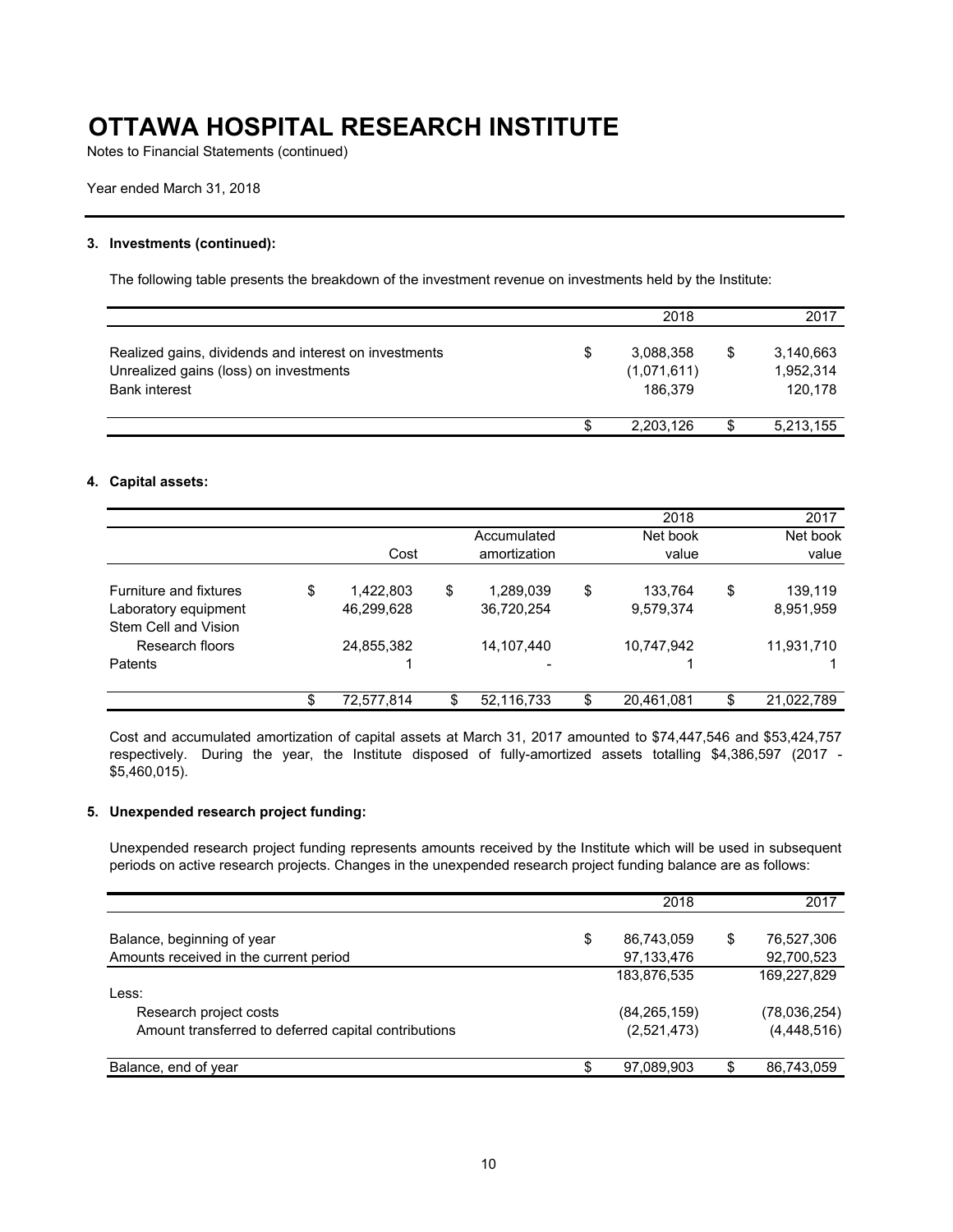# OTTAWA HOSPITAL RESEARCH INSTITUTE

Notes to Financial Statements (continued)

Year ended March 31, 2018

### 3. Investments (continued):

The following table presents the breakdown of the investment revenue on investments held by the Institute:

| | 2018 | 2017 |
|---|---|---|
| Realized gains, dividends and interest on investments | $ 3,088,358 | $ 3,140,663 |
| Unrealized gains (loss) on investments | (1,071,611) | 1,952,314 |
| Bank interest | 186,379 | 120,178 |
| | $ 2,203,126 | $ 5,213,155 |

### 4. Capital assets:

| | Cost | Accumulated amortization | 2018 Net book value | 2017 Net book value |
|---|---|---|---|---|
| Furniture and fixtures | $ 1,422,803 | $ 1,289,039 | $ 133,764 | $ 139,119 |
| Laboratory equipment | 46,299,628 | 36,720,254 | 9,579,374 | 8,951,959 |
| Stem Cell and Vision Research floors | 24,855,382 | 14,107,440 | 10,747,942 | 11,931,710 |
| Patents | 1 | - | 1 | 1 |
| | $ 72,577,814 | $ 52,116,733 | $ 20,461,081 | $ 21,022,789 |

Cost and accumulated amortization of capital assets at March 31, 2017 amounted to $74,447,546 and $53,424,757 respectively. During the year, the Institute disposed of fully-amortized assets totalling $4,386,597 (2017 - $5,460,015).

### 5. Unexpended research project funding:

Unexpended research project funding represents amounts received by the Institute which will be used in subsequent periods on active research projects. Changes in the unexpended research project funding balance are as follows:

| | 2018 | 2017 |
|---|---|---|
| Balance, beginning of year | $ 86,743,059 | $ 76,527,306 |
| Amounts received in the current period | 97,133,476 | 92,700,523 |
| | 183,876,535 | 169,227,829 |
| Less: | | |
| Research project costs | (84,265,159) | (78,036,254) |
| Amount transferred to deferred capital contributions | (2,521,473) | (4,448,516) |
| Balance, end of year | $ 97,089,903 | $ 86,743,059 |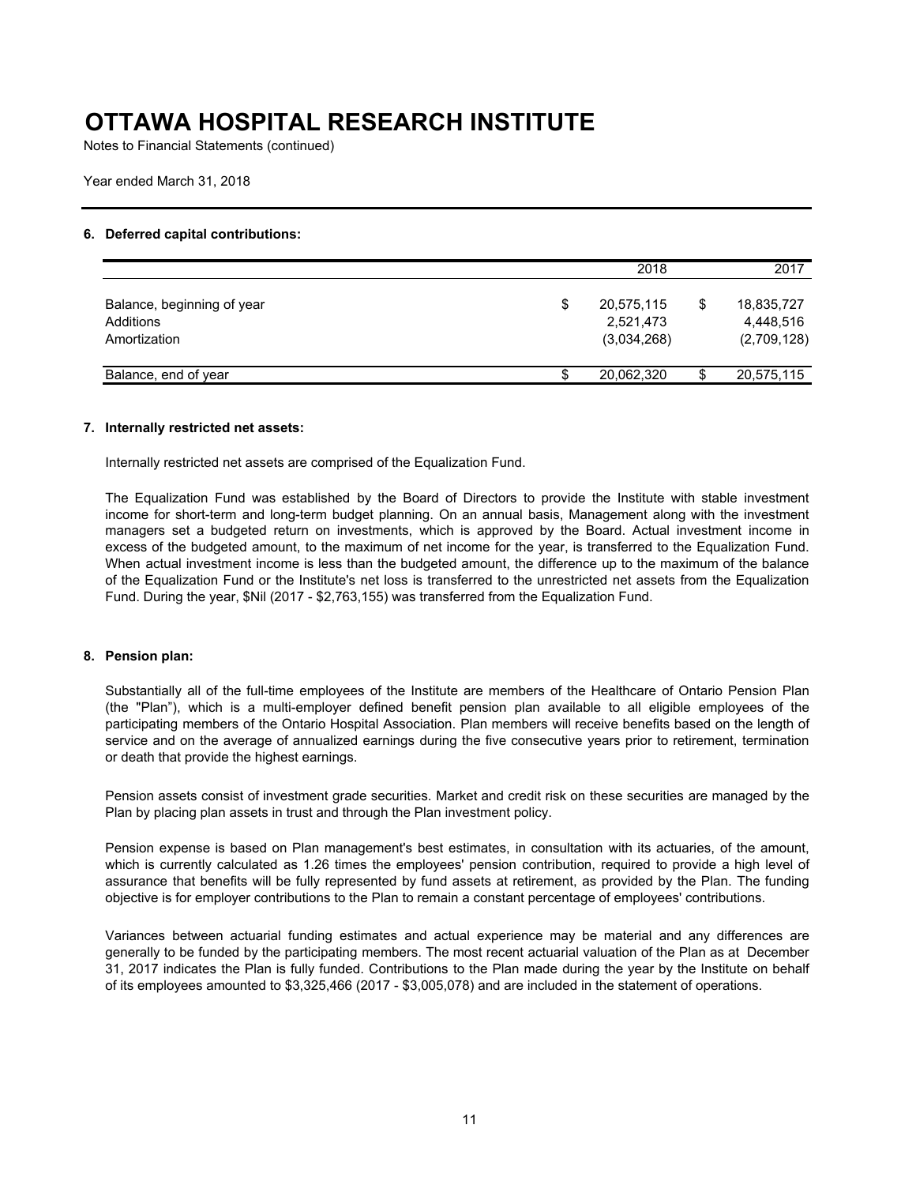# OTTAWA HOSPITAL RESEARCH INSTITUTE

Notes to Financial Statements (continued)

Year ended March 31, 2018

## 6. Deferred capital contributions:

| | | 2018 | | 2017 |
|---|---|---|---|---|
| Balance, beginning of year | $ | 20,575,115 | $ | 18,835,727 |
| Additions | | 2,521,473 | | 4,448,516 |
| Amortization | | (3,034,268) | | (2,709,128) |
| Balance, end of year | $ | 20,062,320 | $ | 20,575,115 |

## 7. Internally restricted net assets:

Internally restricted net assets are comprised of the Equalization Fund.

The Equalization Fund was established by the Board of Directors to provide the Institute with stable investment income for short-term and long-term budget planning. On an annual basis, Management along with the investment managers set a budgeted return on investments, which is approved by the Board. Actual investment income in excess of the budgeted amount, to the maximum of net income for the year, is transferred to the Equalization Fund. When actual investment income is less than the budgeted amount, the difference up to the maximum of the balance of the Equalization Fund or the Institute's net loss is transferred to the unrestricted net assets from the Equalization Fund. During the year, $Nil (2017 - $2,763,155) was transferred from the Equalization Fund.

## 8. Pension plan:

Substantially all of the full-time employees of the Institute are members of the Healthcare of Ontario Pension Plan (the "Plan"), which is a multi-employer defined benefit pension plan available to all eligible employees of the participating members of the Ontario Hospital Association. Plan members will receive benefits based on the length of service and on the average of annualized earnings during the five consecutive years prior to retirement, termination or death that provide the highest earnings.

Pension assets consist of investment grade securities. Market and credit risk on these securities are managed by the Plan by placing plan assets in trust and through the Plan investment policy.

Pension expense is based on Plan management's best estimates, in consultation with its actuaries, of the amount, which is currently calculated as 1.26 times the employees' pension contribution, required to provide a high level of assurance that benefits will be fully represented by fund assets at retirement, as provided by the Plan. The funding objective is for employer contributions to the Plan to remain a constant percentage of employees' contributions.

Variances between actuarial funding estimates and actual experience may be material and any differences are generally to be funded by the participating members. The most recent actuarial valuation of the Plan as at December 31, 2017 indicates the Plan is fully funded. Contributions to the Plan made during the year by the Institute on behalf of its employees amounted to $3,325,466 (2017 - $3,005,078) and are included in the statement of operations.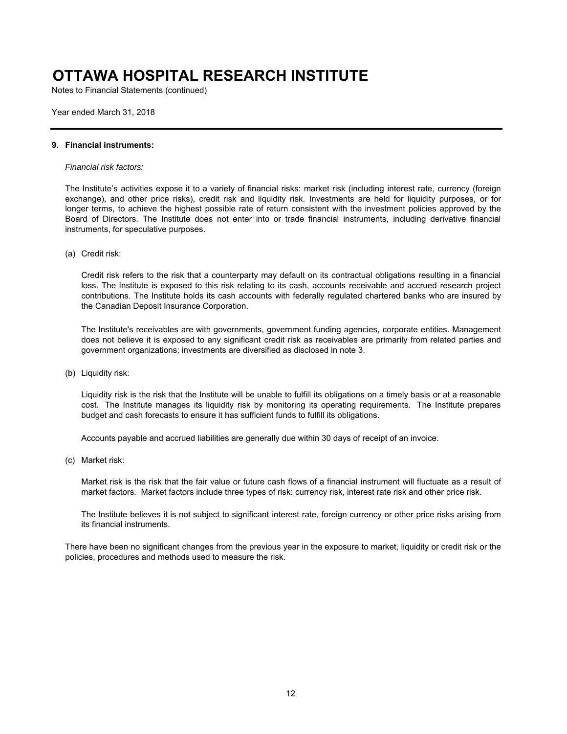# OTTAWA HOSPITAL RESEARCH INSTITUTE

Notes to Financial Statements (continued)

Year ended March 31, 2018

## 9. Financial instruments:

*Financial risk factors:*

The Institute's activities expose it to a variety of financial risks: market risk (including interest rate, currency (foreign exchange), and other price risks), credit risk and liquidity risk. Investments are held for liquidity purposes, or for longer terms, to achieve the highest possible rate of return consistent with the investment policies approved by the Board of Directors. The Institute does not enter into or trade financial instruments, including derivative financial instruments, for speculative purposes.

(a) Credit risk:

Credit risk refers to the risk that a counterparty may default on its contractual obligations resulting in a financial loss. The Institute is exposed to this risk relating to its cash, accounts receivable and accrued research project contributions. The Institute holds its cash accounts with federally regulated chartered banks who are insured by the Canadian Deposit Insurance Corporation.

The Institute's receivables are with governments, government funding agencies, corporate entities. Management does not believe it is exposed to any significant credit risk as receivables are primarily from related parties and government organizations; investments are diversified as disclosed in note 3.

(b) Liquidity risk:

Liquidity risk is the risk that the Institute will be unable to fulfill its obligations on a timely basis or at a reasonable cost. The Institute manages its liquidity risk by monitoring its operating requirements. The Institute prepares budget and cash forecasts to ensure it has sufficient funds to fulfill its obligations.

Accounts payable and accrued liabilities are generally due within 30 days of receipt of an invoice.

(c) Market risk:

Market risk is the risk that the fair value or future cash flows of a financial instrument will fluctuate as a result of market factors. Market factors include three types of risk: currency risk, interest rate risk and other price risk.

The Institute believes it is not subject to significant interest rate, foreign currency or other price risks arising from its financial instruments.

There have been no significant changes from the previous year in the exposure to market, liquidity or credit risk or the policies, procedures and methods used to measure the risk.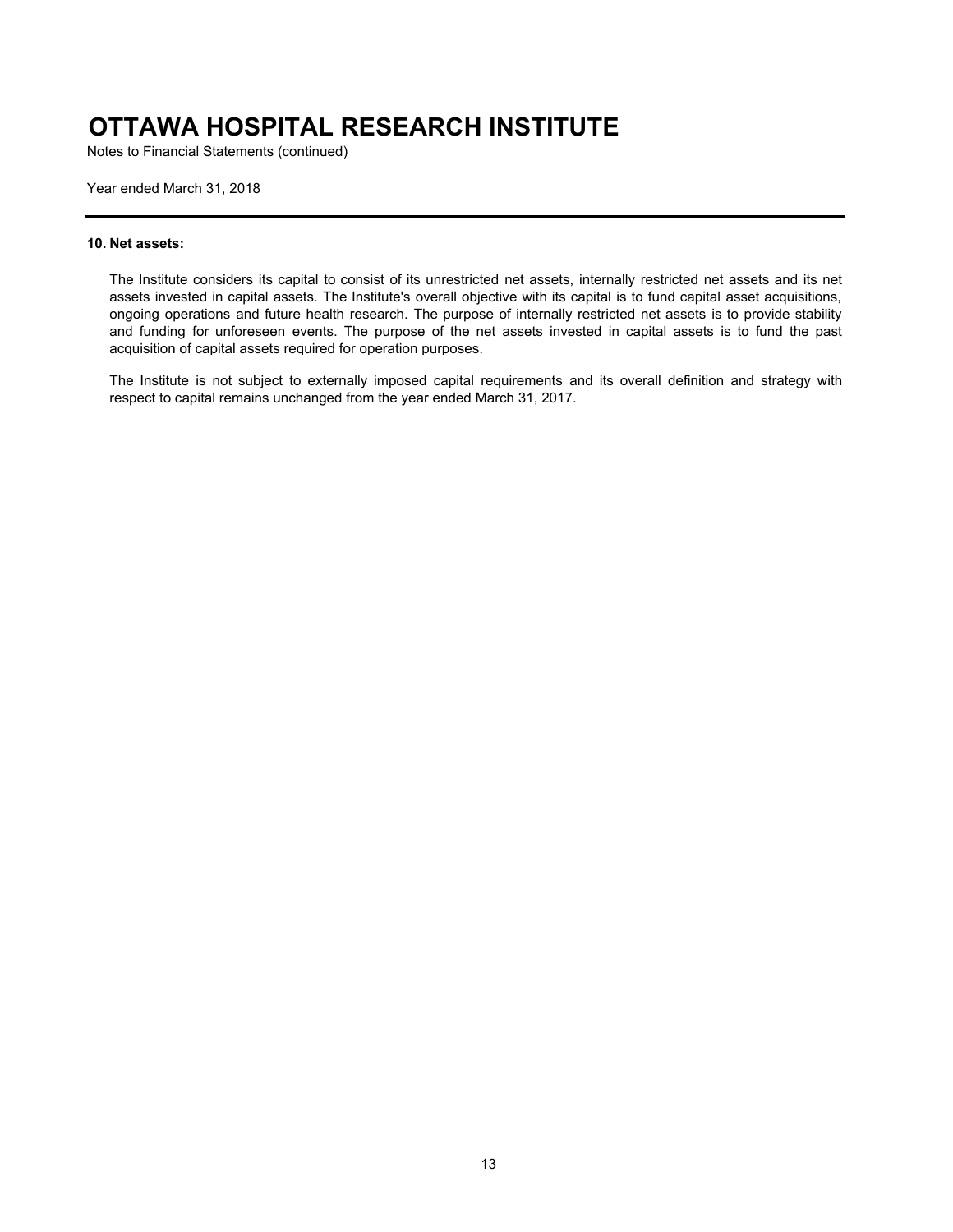# OTTAWA HOSPITAL RESEARCH INSTITUTE

Notes to Financial Statements (continued)

Year ended March 31, 2018

**10. Net assets:**

The Institute considers its capital to consist of its unrestricted net assets, internally restricted net assets and its net assets invested in capital assets. The Institute's overall objective with its capital is to fund capital asset acquisitions, ongoing operations and future health research. The purpose of internally restricted net assets is to provide stability and funding for unforeseen events. The purpose of the net assets invested in capital assets is to fund the past acquisition of capital assets required for operation purposes.

The Institute is not subject to externally imposed capital requirements and its overall definition and strategy with respect to capital remains unchanged from the year ended March 31, 2017.